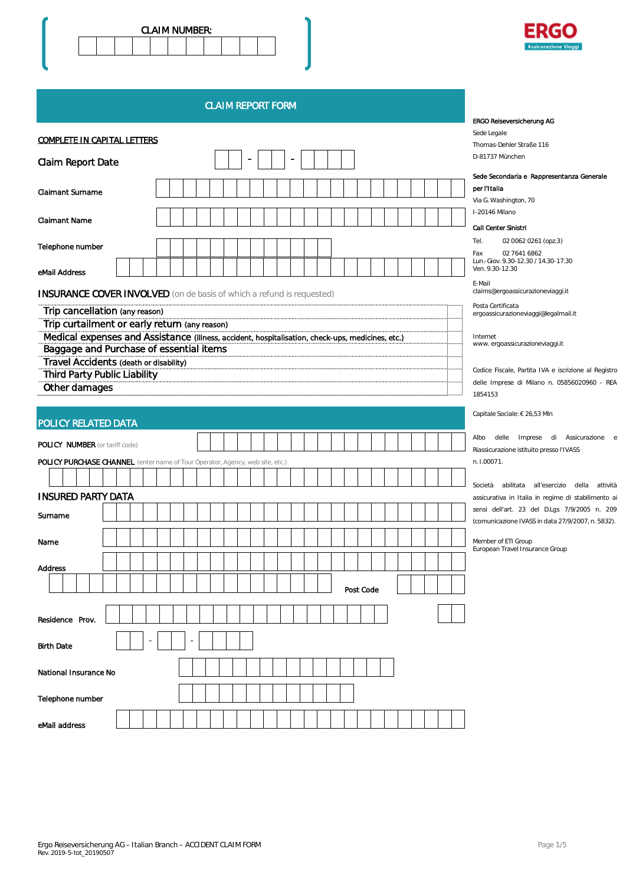CLAIM NUMBER:

ERGO
Assicurazione Viaggi

# CLAIM REPORT FORM

COMPLETE IN CAPITAL LETTERS

Claim Report Date __ - __ - ____

Claimant Surname

Claimant Name

Telephone number

eMail Address

## INSURANCE COVER INVOLVED (on de basis of which a refund is requested)

- Trip cancellation (any reason)
- Trip curtailment or early return (any reason)
- Medical expenses and Assistance (illness, accident, hospitalisation, check-ups, medicines, etc.)
- Baggage and Purchase of essential items
- Travel Accidents (death or disability)
- Third Party Public Liability
- Other damages

## POLICY RELATED DATA

POLICY NUMBER (or tariff code)

POLICY PURCHASE CHANNEL (enter name of Tour Operator, Agency, web site, etc.)

## INSURED PARTY DATA

Surname

Name

Address

Post Code

Residence Prov.

Birth Date __ - __ - ____

National Insurance No

Telephone number

eMail address

**ERGO Reiseversicherung AG**
Sede Legale
Thomas-Dehler Straße 116
D-81737 München

**Sede Secondaria e Rappresentanza Generale per l'Italia**
Via G. Washington, 70
I-20146 Milano

**Call Center Sinistri**
Tel. 02 0062 0261 (opz.3)
Fax 02 7641 6862
Lun.-Giov. 9.30-12.30 / 14.30-17.30
Ven. 9.30-12.30

E-Mail
claims@ergoassicurazioneviaggi.it

Posta Certificata
ergoassicurazioneviaggi@legalmail.it

Internet
www. ergoassicurazioneviaggi.it

Codice Fiscale, Partita IVA e iscrizione al Registro delle Imprese di Milano n. 05856020960 - REA 1854153

Capitale Sociale: € 26,53 Mln

Albo delle Imprese di Assicurazione e Riassicurazione istituito presso l'IVASS n. I.00071.

Società abilitata all'esercizio della attività assicurativa in Italia in regime di stabilimento ai sensi dell'art. 23 del D.Lgs 7/9/2005 n. 209 (comunicazione IVASS in data 27/9/2007, n. 5832).

Member of ETI Group
European Travel Insurance Group

Ergo Reiseversicherung AG – Italian Branch – ACCIDENT CLAIM FORM
Rev. 2019-5-tot_20190507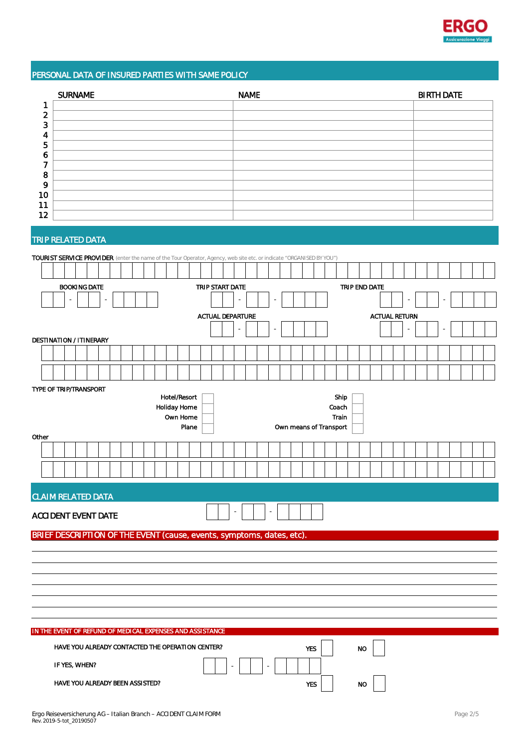ERGO
Assicurazione Viaggi

## PERSONAL DATA OF INSURED PARTIES WITH SAME POLICY

| | SURNAME | NAME | BIRTH DATE |
|---|---|---|---|
| 1 | | | |
| 2 | | | |
| 3 | | | |
| 4 | | | |
| 5 | | | |
| 6 | | | |
| 7 | | | |
| 8 | | | |
| 9 | | | |
| 10 | | | |
| 11 | | | |
| 12 | | | |

## TRIP RELATED DATA

**TOURIST SERVICE PROVIDER** (enter the name of the Tour Operator, Agency, web site etc. or indicate "ORGANISED BY YOU")

BOOKING DATE __ - __ - ____

TRIP START DATE __ - __ - ____

TRIP END DATE __ - __ - ____

ACTUAL DEPARTURE __ - __ - ____

ACTUAL RETURN __ - __ - ____

DESTINATION / ITINERARY

TYPE OF TRIP/TRANSPORT

- Hotel/Resort ☐
- Holiday Home ☐
- Own Home ☐
- Plane ☐
- Ship ☐
- Coach ☐
- Train ☐
- Own means of Transport ☐

Other

## CLAIM RELATED DATA

ACCIDENT EVENT DATE __ - __ - ____

**BRIEF DESCRIPTION OF THE EVENT (cause, events, symptoms, dates, etc).**

**IN THE EVENT OF REFUND OF MEDICAL EXPENSES AND ASSISTANCE**

HAVE YOU ALREADY CONTACTED THE OPERATION CENTER? YES ☐ NO ☐

IF YES, WHEN? __ - __ - ____

HAVE YOU ALREADY BEEN ASSISTED? YES ☐ NO ☐

Ergo Reiseversicherung AG – Italian Branch – ACCIDENT CLAIM FORM
Rev. 2019-5-tot_20190507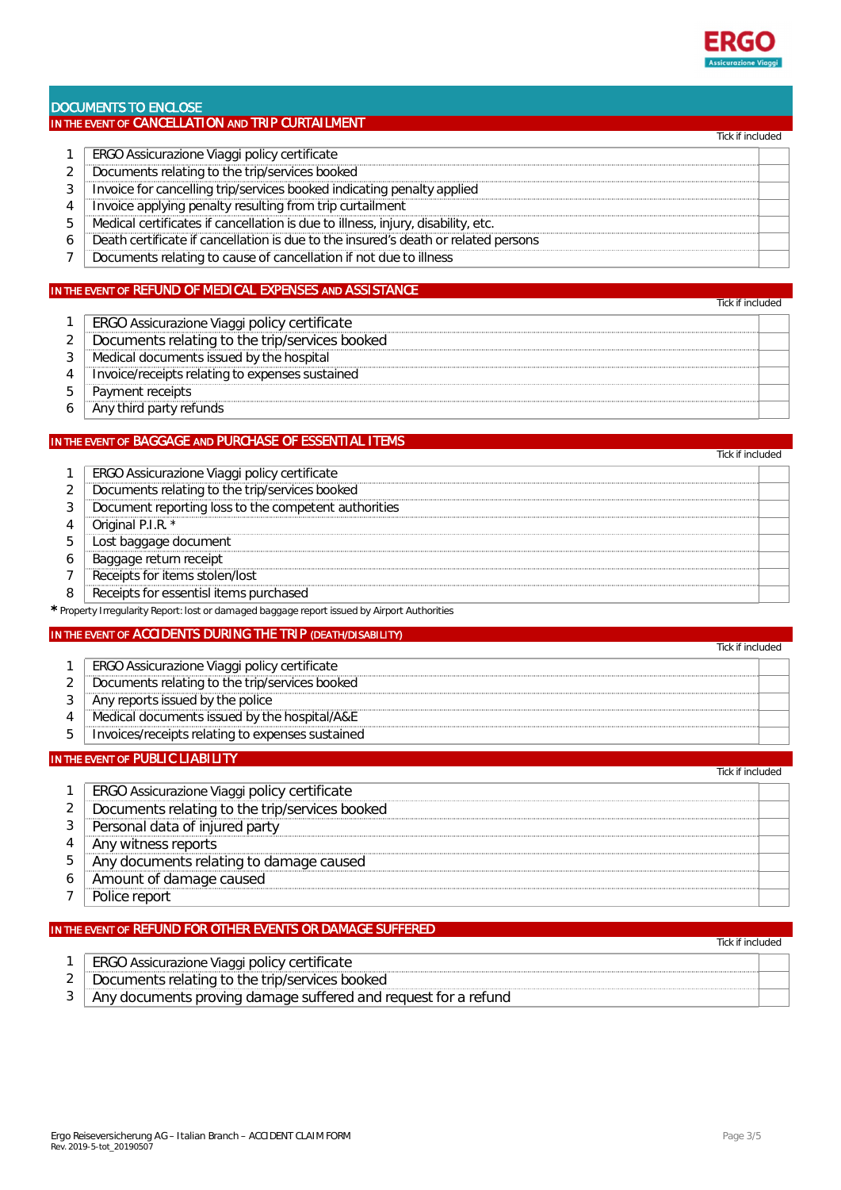## DOCUMENTS TO ENCLOSE

### IN THE EVENT OF CANCELLATION AND TRIP CURTAILMENT

| | | Tick if included |
|---|---|---|
| 1 | ERGO Assicurazione Viaggi policy certificate | |
| 2 | Documents relating to the trip/services booked | |
| 3 | Invoice for cancelling trip/services booked indicating penalty applied | |
| 4 | Invoice applying penalty resulting from trip curtailment | |
| 5 | Medical certificates if cancellation is due to illness, injury, disability, etc. | |
| 6 | Death certificate if cancellation is due to the insured's death or related persons | |
| 7 | Documents relating to cause of cancellation if not due to illness | |

### IN THE EVENT OF REFUND OF MEDICAL EXPENSES AND ASSISTANCE

| | | Tick if included |
|---|---|---|
| 1 | ERGO Assicurazione Viaggi policy certificate | |
| 2 | Documents relating to the trip/services booked | |
| 3 | Medical documents issued by the hospital | |
| 4 | Invoice/receipts relating to expenses sustained | |
| 5 | Payment receipts | |
| 6 | Any third party refunds | |

### IN THE EVENT OF BAGGAGE AND PURCHASE OF ESSENTIAL ITEMS

| | | Tick if included |
|---|---|---|
| 1 | ERGO Assicurazione Viaggi policy certificate | |
| 2 | Documents relating to the trip/services booked | |
| 3 | Document reporting loss to the competent authorities | |
| 4 | Original P.I.R. * | |
| 5 | Lost baggage document | |
| 6 | Baggage return receipt | |
| 7 | Receipts for items stolen/lost | |
| 8 | Receipts for essentisl items purchased | |

\* Property Irregularity Report: lost or damaged baggage report issued by Airport Authorities

### IN THE EVENT OF ACCIDENTS DURING THE TRIP (DEATH/DISABILITY)

| | | Tick if included |
|---|---|---|
| 1 | ERGO Assicurazione Viaggi policy certificate | |
| 2 | Documents relating to the trip/services booked | |
| 3 | Any reports issued by the police | |
| 4 | Medical documents issued by the hospital/A&E | |
| 5 | Invoices/receipts relating to expenses sustained | |

### IN THE EVENT OF PUBLIC LIABILITY

| | | Tick if included |
|---|---|---|
| 1 | ERGO Assicurazione Viaggi policy certificate | |
| 2 | Documents relating to the trip/services booked | |
| 3 | Personal data of injured party | |
| 4 | Any witness reports | |
| 5 | Any documents relating to damage caused | |
| 6 | Amount of damage caused | |
| 7 | Police report | |

### IN THE EVENT OF REFUND FOR OTHER EVENTS OR DAMAGE SUFFERED

| | | Tick if included |
|---|---|---|
| 1 | ERGO Assicurazione Viaggi policy certificate | |
| 2 | Documents relating to the trip/services booked | |
| 3 | Any documents proving damage suffered and request for a refund | |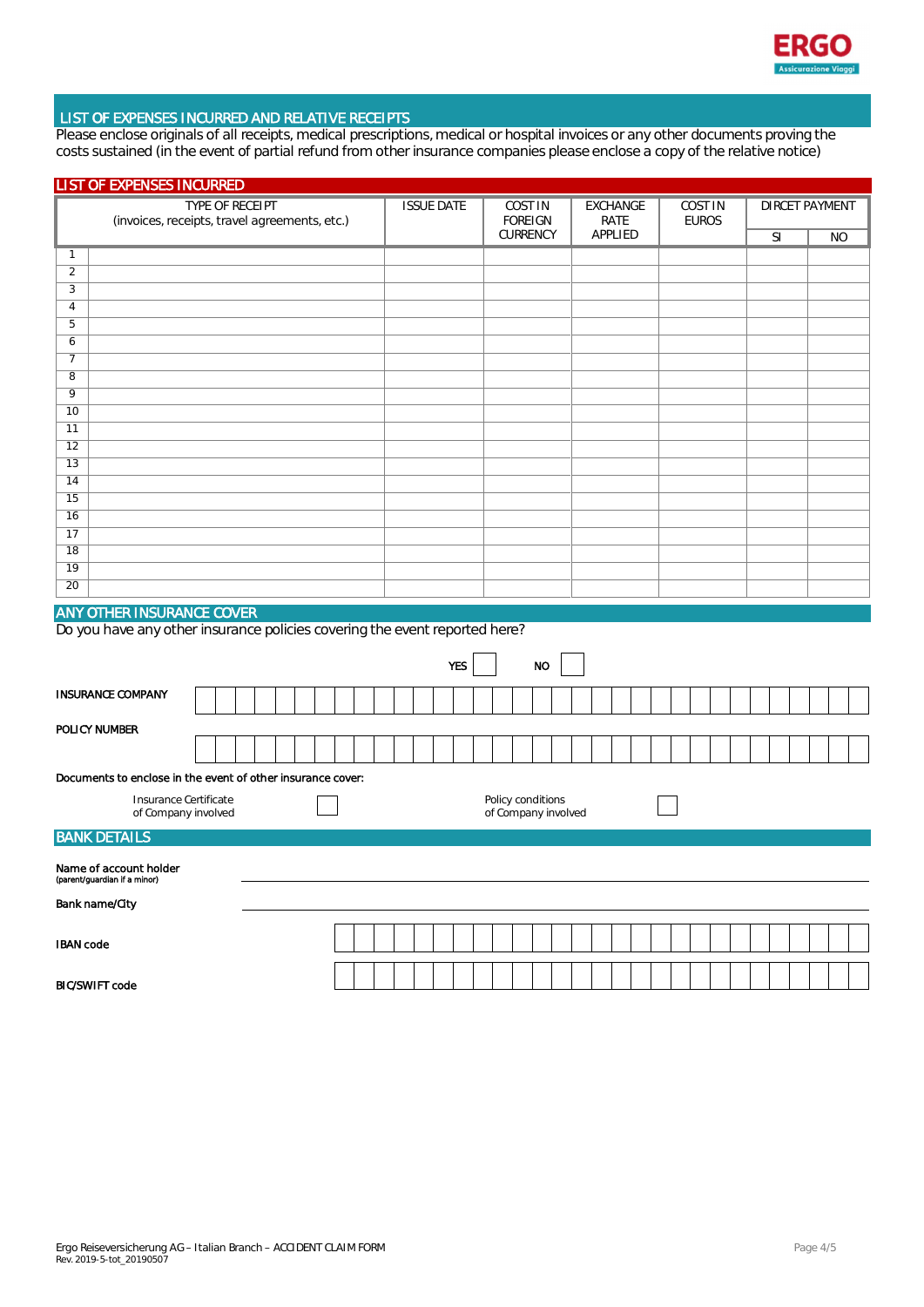## LIST OF EXPENSES INCURRED AND RELATIVE RECEIPTS

Please enclose originals of all receipts, medical prescriptions, medical or hospital invoices or any other documents proving the costs sustained (in the event of partial refund from other insurance companies please enclose a copy of the relative notice)

### LIST OF EXPENSES INCURRED

| | TYPE OF RECEIPT (invoices, receipts, travel agreements, etc.) | ISSUE DATE | COST IN FOREIGN CURRENCY | EXCHANGE RATE APPLIED | COST IN EUROS | DIRCET PAYMENT | |
|---|---|---|---|---|---|---|---|
| | | | | | | SI | NO |
| 1 | | | | | | | |
| 2 | | | | | | | |
| 3 | | | | | | | |
| 4 | | | | | | | |
| 5 | | | | | | | |
| 6 | | | | | | | |
| 7 | | | | | | | |
| 8 | | | | | | | |
| 9 | | | | | | | |
| 10 | | | | | | | |
| 11 | | | | | | | |
| 12 | | | | | | | |
| 13 | | | | | | | |
| 14 | | | | | | | |
| 15 | | | | | | | |
| 16 | | | | | | | |
| 17 | | | | | | | |
| 18 | | | | | | | |
| 19 | | | | | | | |
| 20 | | | | | | | |

### ANY OTHER INSURANCE COVER

Do you have any other insurance policies covering the event reported here?

YES ☐ NO ☐

**INSURANCE COMPANY** ______________________________

**POLICY NUMBER** ______________________________

Documents to enclose in the event of other insurance cover:

Insurance Certificate of Company involved ☐

Policy conditions of Company involved ☐

### BANK DETAILS

**Name of account holder** (parent/guardian if a minor) ______________________________

**Bank name/City** ______________________________

**IBAN code** ______________________________

**BIC/SWIFT code** ______________________________

Ergo Reiseversicherung AG – Italian Branch – ACCIDENT CLAIM FORM
Rev. 2019-5-tot_20190507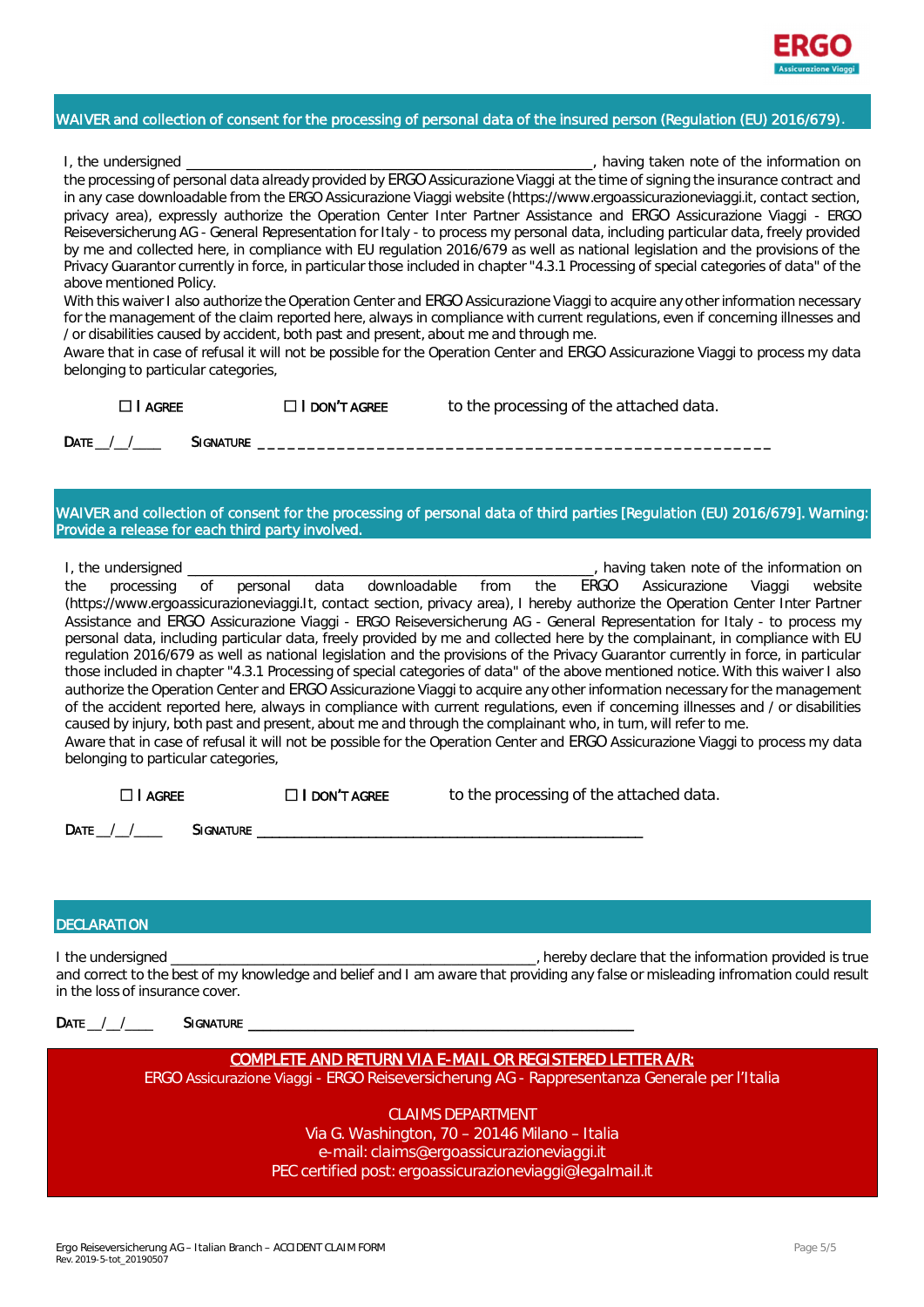## WAIVER and collection of consent for the processing of personal data of the insured person (Regulation (EU) 2016/679).

I, the undersigned ____________________________________________, having taken note of the information on the processing of personal data already provided by ERGO Assicurazione Viaggi at the time of signing the insurance contract and in any case downloadable from the ERGO Assicurazione Viaggi website (https://www.ergoassicurazioneviaggi.it, contact section, privacy area), expressly authorize the Operation Center Inter Partner Assistance and ERGO Assicurazione Viaggi - ERGO Reiseversicherung AG - General Representation for Italy - to process my personal data, including particular data, freely provided by me and collected here, in compliance with EU regulation 2016/679 as well as national legislation and the provisions of the Privacy Guarantor currently in force, in particular those included in chapter "4.3.1 Processing of special categories of data" of the above mentioned Policy.

With this waiver I also authorize the Operation Center and ERGO Assicurazione Viaggi to acquire any other information necessary for the management of the claim reported here, always in compliance with current regulations, even if concerning illnesses and / or disabilities caused by accident, both past and present, about me and through me.

Aware that in case of refusal it will not be possible for the Operation Center and ERGO Assicurazione Viaggi to process my data belonging to particular categories,

☐ I AGREE ☐ I DON'T AGREE to the processing of the attached data.

DATE __/__/____ SIGNATURE ____________________________________________

## WAIVER and collection of consent for the processing of personal data of third parties [Regulation (EU) 2016/679]. Warning: Provide a release for each third party involved.

I, the undersigned ____________________________________________, having taken note of the information on the processing of personal data downloadable from the ERGO Assicurazione Viaggi website (https://www.ergoassicurazioneviaggi.It, contact section, privacy area), I hereby authorize the Operation Center Inter Partner Assistance and ERGO Assicurazione Viaggi - ERGO Reiseversicherung AG - General Representation for Italy - to process my personal data, including particular data, freely provided by me and collected here by the complainant, in compliance with EU regulation 2016/679 as well as national legislation and the provisions of the Privacy Guarantor currently in force, in particular those included in chapter "4.3.1 Processing of special categories of data" of the above mentioned notice. With this waiver I also authorize the Operation Center and ERGO Assicurazione Viaggi to acquire any other information necessary for the management of the accident reported here, always in compliance with current regulations, even if concerning illnesses and / or disabilities caused by injury, both past and present, about me and through the complainant who, in turn, will refer to me.

Aware that in case of refusal it will not be possible for the Operation Center and ERGO Assicurazione Viaggi to process my data belonging to particular categories,

☐ I AGREE ☐ I DON'T AGREE to the processing of the attached data.

DATE __/__/____ SIGNATURE ____________________________________________

## DECLARATION

I the undersigned ____________________________________________, hereby declare that the information provided is true and correct to the best of my knowledge and belief and I am aware that providing any false or misleading infromation could result in the loss of insurance cover.

DATE __/__/____ SIGNATURE ____________________________________________

**COMPLETE AND RETURN VIA E-MAIL OR REGISTERED LETTER A/R:**

ERGO Assicurazione Viaggi - ERGO Reiseversicherung AG - Rappresentanza Generale per l'Italia

CLAIMS DEPARTMENT
Via G. Washington, 70 – 20146 Milano – Italia
e-mail: claims@ergoassicurazioneviaggi.it
PEC certified post: ergoassicurazioneviaggi@legalmail.it